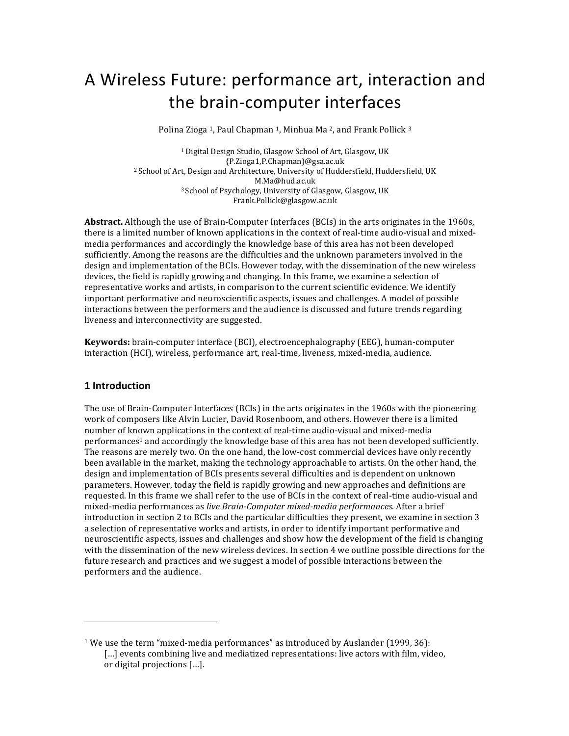# A Wireless Future: performance art, interaction and the brain-computer interfaces

Polina Zioga [1], Paul Chapman [1], Minhua Ma [2], and Frank Pollick [3]

[1] Digital Design Studio, Glasgow School of Art, Glasgow, UK
{P.Zioga1,P.Chapman}@gsa.ac.uk
[2] School of Art, Design and Architecture, University of Huddersfield, Huddersfield, UK
M.Ma@hud.ac.uk
[3] School of Psychology, University of Glasgow, Glasgow, UK
Frank.Pollick@glasgow.ac.uk

**Abstract.** Although the use of Brain-Computer Interfaces (BCIs) in the arts originates in the 1960s, there is a limited number of known applications in the context of real-time audio-visual and mixed-media performances and accordingly the knowledge base of this area has not been developed sufficiently. Among the reasons are the difficulties and the unknown parameters involved in the design and implementation of the BCIs. However today, with the dissemination of the new wireless devices, the field is rapidly growing and changing. In this frame, we examine a selection of representative works and artists, in comparison to the current scientific evidence. We identify important performative and neuroscientific aspects, issues and challenges. A model of possible interactions between the performers and the audience is discussed and future trends regarding liveness and interconnectivity are suggested.

**Keywords:** brain-computer interface (BCI), electroencephalography (EEG), human-computer interaction (HCI), wireless, performance art, real-time, liveness, mixed-media, audience.

## 1 Introduction

The use of Brain-Computer Interfaces (BCIs) in the arts originates in the 1960s with the pioneering work of composers like Alvin Lucier, David Rosenboom, and others. However there is a limited number of known applications in the context of real-time audio-visual and mixed-media performances[1] and accordingly the knowledge base of this area has not been developed sufficiently. The reasons are merely two. On the one hand, the low-cost commercial devices have only recently been available in the market, making the technology approachable to artists. On the other hand, the design and implementation of BCIs presents several difficulties and is dependent on unknown parameters. However, today the field is rapidly growing and new approaches and definitions are requested. In this frame we shall refer to the use of BCIs in the context of real-time audio-visual and mixed-media performances as *live Brain-Computer mixed-media performances*. After a brief introduction in section 2 to BCIs and the particular difficulties they present, we examine in section 3 a selection of representative works and artists, in order to identify important performative and neuroscientific aspects, issues and challenges and show how the development of the field is changing with the dissemination of the new wireless devices. In section 4 we outline possible directions for the future research and practices and we suggest a model of possible interactions between the performers and the audience.

---

[1] We use the term "mixed-media performances" as introduced by Auslander (1999, 36):
[…] events combining live and mediatized representations: live actors with film, video, or digital projections […].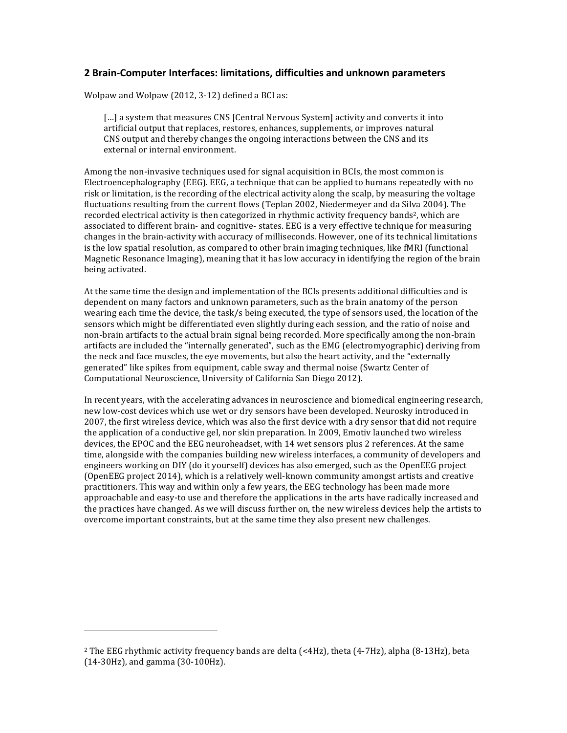## 2 Brain-Computer Interfaces: limitations, difficulties and unknown parameters

Wolpaw and Wolpaw (2012, 3-12) defined a BCI as:

> [...] a system that measures CNS [Central Nervous System] activity and converts it into artificial output that replaces, restores, enhances, supplements, or improves natural CNS output and thereby changes the ongoing interactions between the CNS and its external or internal environment.

Among the non-invasive techniques used for signal acquisition in BCIs, the most common is Electroencephalography (EEG). EEG, a technique that can be applied to humans repeatedly with no risk or limitation, is the recording of the electrical activity along the scalp, by measuring the voltage fluctuations resulting from the current flows (Teplan 2002, Niedermeyer and da Silva 2004). The recorded electrical activity is then categorized in rhythmic activity frequency bands[2], which are associated to different brain- and cognitive- states. EEG is a very effective technique for measuring changes in the brain-activity with accuracy of milliseconds. However, one of its technical limitations is the low spatial resolution, as compared to other brain imaging techniques, like fMRI (functional Magnetic Resonance Imaging), meaning that it has low accuracy in identifying the region of the brain being activated.

At the same time the design and implementation of the BCIs presents additional difficulties and is dependent on many factors and unknown parameters, such as the brain anatomy of the person wearing each time the device, the task/s being executed, the type of sensors used, the location of the sensors which might be differentiated even slightly during each session, and the ratio of noise and non-brain artifacts to the actual brain signal being recorded. More specifically among the non-brain artifacts are included the "internally generated", such as the EMG (electromyographic) deriving from the neck and face muscles, the eye movements, but also the heart activity, and the "externally generated" like spikes from equipment, cable sway and thermal noise (Swartz Center of Computational Neuroscience, University of California San Diego 2012).

In recent years, with the accelerating advances in neuroscience and biomedical engineering research, new low-cost devices which use wet or dry sensors have been developed. Neurosky introduced in 2007, the first wireless device, which was also the first device with a dry sensor that did not require the application of a conductive gel, nor skin preparation. In 2009, Emotiv launched two wireless devices, the EPOC and the EEG neuroheadset, with 14 wet sensors plus 2 references. At the same time, alongside with the companies building new wireless interfaces, a community of developers and engineers working on DIY (do it yourself) devices has also emerged, such as the OpenEEG project (OpenEEG project 2014), which is a relatively well-known community amongst artists and creative practitioners. This way and within only a few years, the EEG technology has been made more approachable and easy-to use and therefore the applications in the arts have radically increased and the practices have changed. As we will discuss further on, the new wireless devices help the artists to overcome important constraints, but at the same time they also present new challenges.

---

[2] The EEG rhythmic activity frequency bands are delta (<4Hz), theta (4-7Hz), alpha (8-13Hz), beta (14-30Hz), and gamma (30-100Hz).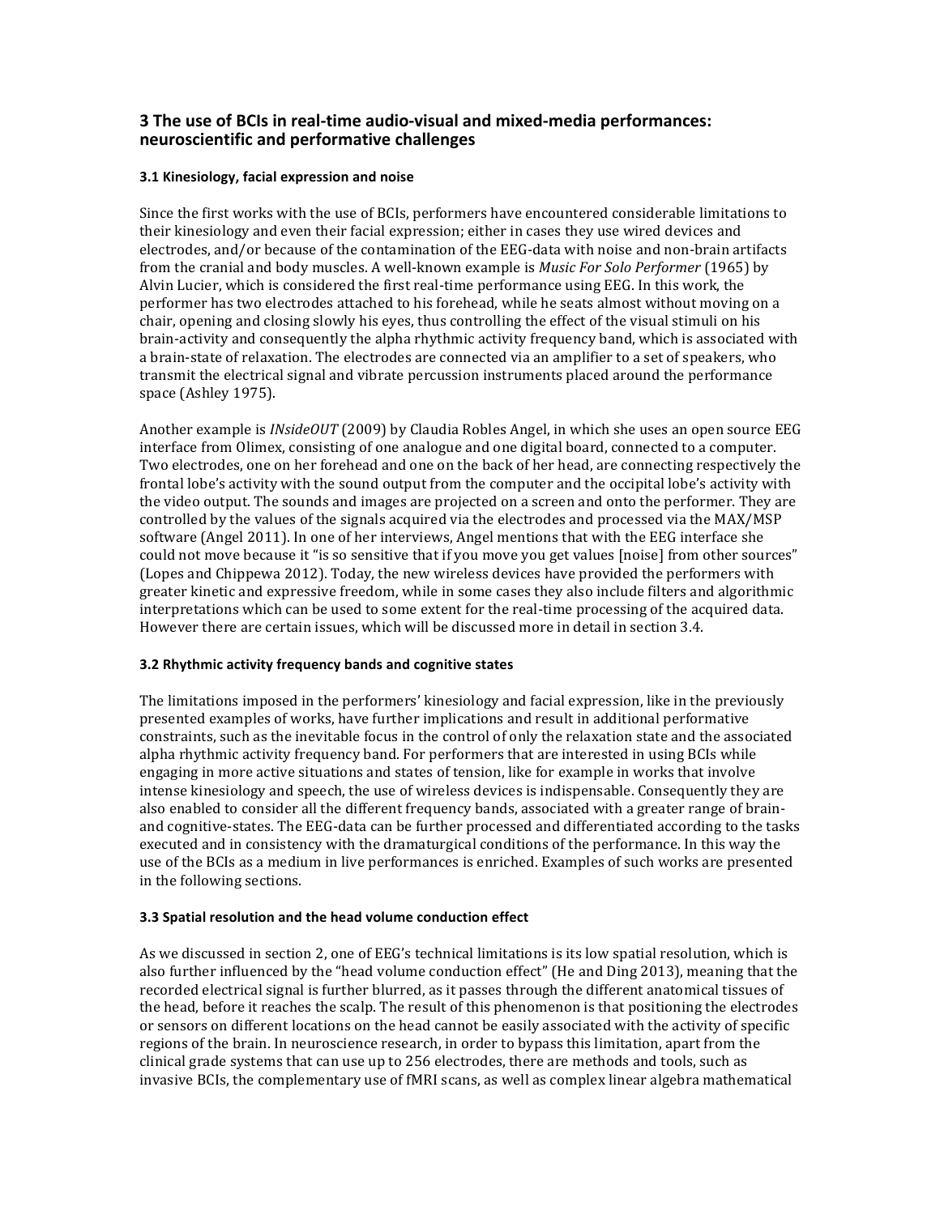## 3 The use of BCIs in real-time audio-visual and mixed-media performances: neuroscientific and performative challenges

### 3.1 Kinesiology, facial expression and noise

Since the first works with the use of BCIs, performers have encountered considerable limitations to their kinesiology and even their facial expression; either in cases they use wired devices and electrodes, and/or because of the contamination of the EEG-data with noise and non-brain artifacts from the cranial and body muscles. A well-known example is *Music For Solo Performer* (1965) by Alvin Lucier, which is considered the first real-time performance using EEG. In this work, the performer has two electrodes attached to his forehead, while he seats almost without moving on a chair, opening and closing slowly his eyes, thus controlling the effect of the visual stimuli on his brain-activity and consequently the alpha rhythmic activity frequency band, which is associated with a brain-state of relaxation. The electrodes are connected via an amplifier to a set of speakers, who transmit the electrical signal and vibrate percussion instruments placed around the performance space (Ashley 1975).

Another example is *INsideOUT* (2009) by Claudia Robles Angel, in which she uses an open source EEG interface from Olimex, consisting of one analogue and one digital board, connected to a computer. Two electrodes, one on her forehead and one on the back of her head, are connecting respectively the frontal lobe's activity with the sound output from the computer and the occipital lobe's activity with the video output. The sounds and images are projected on a screen and onto the performer. They are controlled by the values of the signals acquired via the electrodes and processed via the MAX/MSP software (Angel 2011). In one of her interviews, Angel mentions that with the EEG interface she could not move because it "is so sensitive that if you move you get values [noise] from other sources" (Lopes and Chippewa 2012). Today, the new wireless devices have provided the performers with greater kinetic and expressive freedom, while in some cases they also include filters and algorithmic interpretations which can be used to some extent for the real-time processing of the acquired data. However there are certain issues, which will be discussed more in detail in section 3.4.

### 3.2 Rhythmic activity frequency bands and cognitive states

The limitations imposed in the performers' kinesiology and facial expression, like in the previously presented examples of works, have further implications and result in additional performative constraints, such as the inevitable focus in the control of only the relaxation state and the associated alpha rhythmic activity frequency band. For performers that are interested in using BCIs while engaging in more active situations and states of tension, like for example in works that involve intense kinesiology and speech, the use of wireless devices is indispensable. Consequently they are also enabled to consider all the different frequency bands, associated with a greater range of brain- and cognitive-states. The EEG-data can be further processed and differentiated according to the tasks executed and in consistency with the dramaturgical conditions of the performance. In this way the use of the BCIs as a medium in live performances is enriched. Examples of such works are presented in the following sections.

### 3.3 Spatial resolution and the head volume conduction effect

As we discussed in section 2, one of EEG's technical limitations is its low spatial resolution, which is also further influenced by the "head volume conduction effect" (He and Ding 2013), meaning that the recorded electrical signal is further blurred, as it passes through the different anatomical tissues of the head, before it reaches the scalp. The result of this phenomenon is that positioning the electrodes or sensors on different locations on the head cannot be easily associated with the activity of specific regions of the brain. In neuroscience research, in order to bypass this limitation, apart from the clinical grade systems that can use up to 256 electrodes, there are methods and tools, such as invasive BCIs, the complementary use of fMRI scans, as well as complex linear algebra mathematical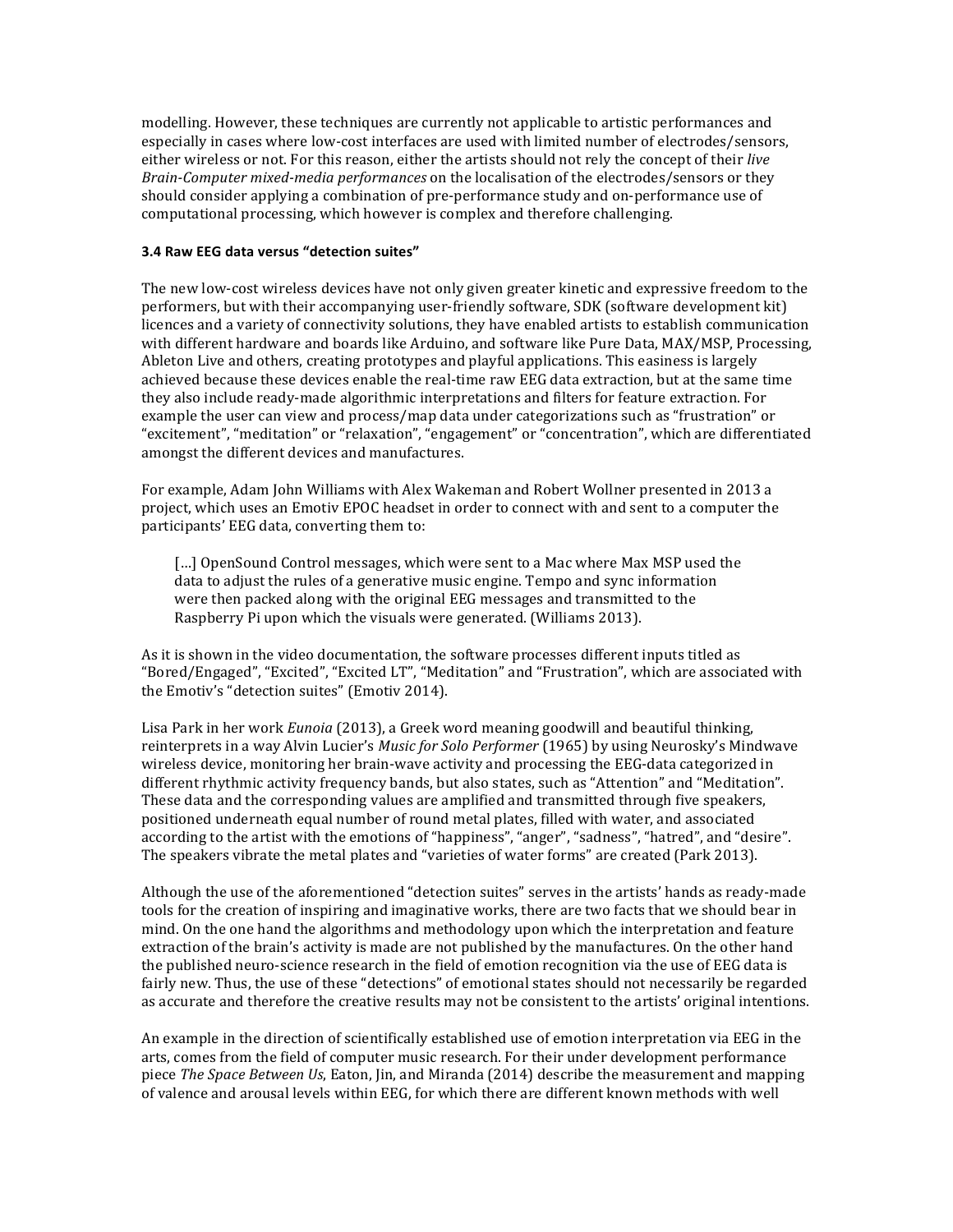modelling. However, these techniques are currently not applicable to artistic performances and especially in cases where low-cost interfaces are used with limited number of electrodes/sensors, either wireless or not. For this reason, either the artists should not rely the concept of their *live Brain-Computer mixed-media performances* on the localisation of the electrodes/sensors or they should consider applying a combination of pre-performance study and on-performance use of computational processing, which however is complex and therefore challenging.

### 3.4 Raw EEG data versus "detection suites"

The new low-cost wireless devices have not only given greater kinetic and expressive freedom to the performers, but with their accompanying user-friendly software, SDK (software development kit) licences and a variety of connectivity solutions, they have enabled artists to establish communication with different hardware and boards like Arduino, and software like Pure Data, MAX/MSP, Processing, Ableton Live and others, creating prototypes and playful applications. This easiness is largely achieved because these devices enable the real-time raw EEG data extraction, but at the same time they also include ready-made algorithmic interpretations and filters for feature extraction. For example the user can view and process/map data under categorizations such as "frustration" or "excitement", "meditation" or "relaxation", "engagement" or "concentration", which are differentiated amongst the different devices and manufactures.

For example, Adam John Williams with Alex Wakeman and Robert Wollner presented in 2013 a project, which uses an Emotiv EPOC headset in order to connect with and sent to a computer the participants' EEG data, converting them to:

> [...] OpenSound Control messages, which were sent to a Mac where Max MSP used the data to adjust the rules of a generative music engine. Tempo and sync information were then packed along with the original EEG messages and transmitted to the Raspberry Pi upon which the visuals were generated. (Williams 2013).

As it is shown in the video documentation, the software processes different inputs titled as "Bored/Engaged", "Excited", "Excited LT", "Meditation" and "Frustration", which are associated with the Emotiv's "detection suites" (Emotiv 2014).

Lisa Park in her work *Eunoia* (2013), a Greek word meaning goodwill and beautiful thinking, reinterprets in a way Alvin Lucier's *Music for Solo Performer* (1965) by using Neurosky's Mindwave wireless device, monitoring her brain-wave activity and processing the EEG-data categorized in different rhythmic activity frequency bands, but also states, such as "Attention" and "Meditation". These data and the corresponding values are amplified and transmitted through five speakers, positioned underneath equal number of round metal plates, filled with water, and associated according to the artist with the emotions of "happiness", "anger", "sadness", "hatred", and "desire". The speakers vibrate the metal plates and "varieties of water forms" are created (Park 2013).

Although the use of the aforementioned "detection suites" serves in the artists' hands as ready-made tools for the creation of inspiring and imaginative works, there are two facts that we should bear in mind. On the one hand the algorithms and methodology upon which the interpretation and feature extraction of the brain's activity is made are not published by the manufactures. On the other hand the published neuro-science research in the field of emotion recognition via the use of EEG data is fairly new. Thus, the use of these "detections" of emotional states should not necessarily be regarded as accurate and therefore the creative results may not be consistent to the artists' original intentions.

An example in the direction of scientifically established use of emotion interpretation via EEG in the arts, comes from the field of computer music research. For their under development performance piece *The Space Between Us*, Eaton, Jin, and Miranda (2014) describe the measurement and mapping of valence and arousal levels within EEG, for which there are different known methods with well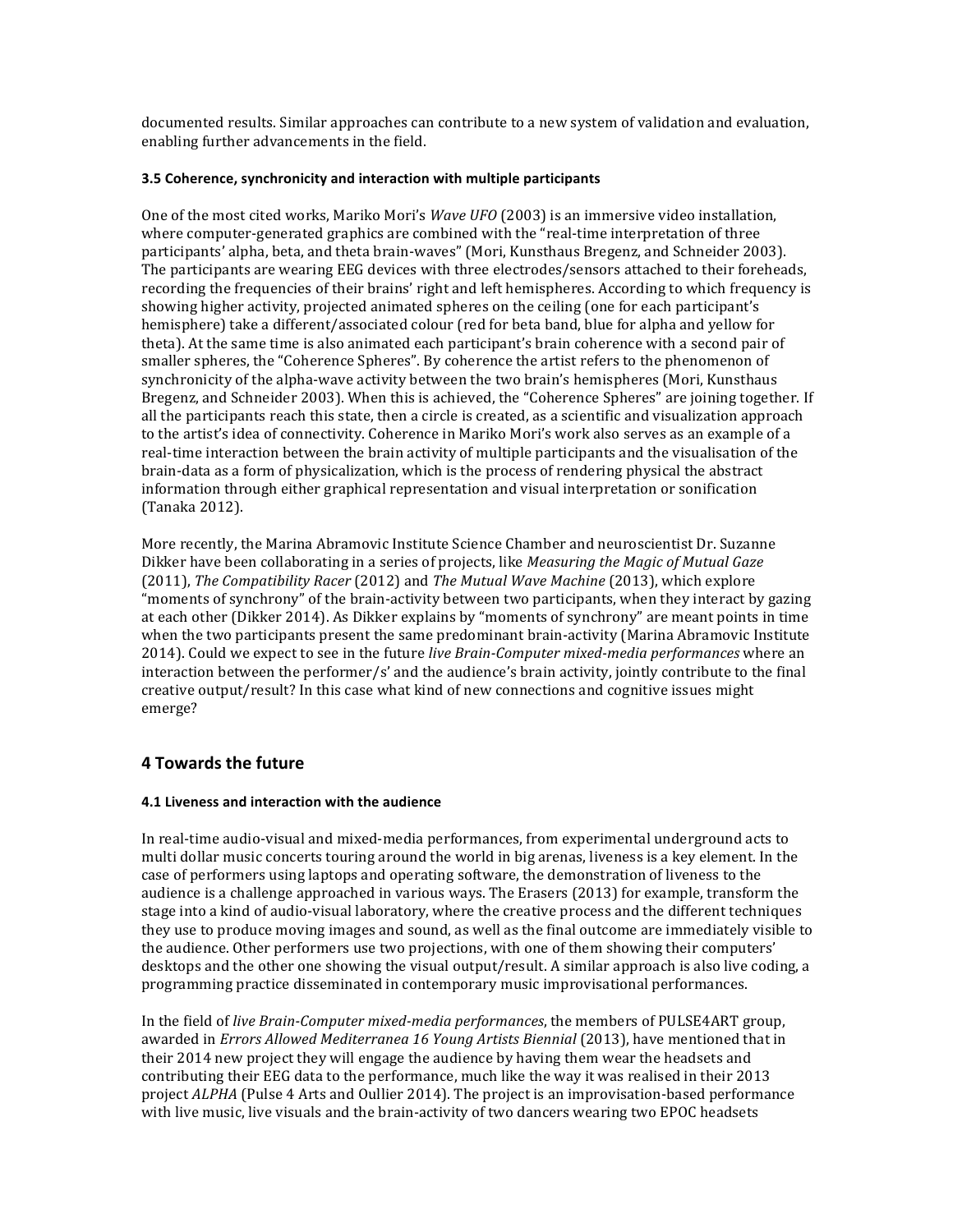documented results. Similar approaches can contribute to a new system of validation and evaluation, enabling further advancements in the field.

### 3.5 Coherence, synchronicity and interaction with multiple participants

One of the most cited works, Mariko Mori's *Wave UFO* (2003) is an immersive video installation, where computer-generated graphics are combined with the "real-time interpretation of three participants' alpha, beta, and theta brain-waves" (Mori, Kunsthaus Bregenz, and Schneider 2003). The participants are wearing EEG devices with three electrodes/sensors attached to their foreheads, recording the frequencies of their brains' right and left hemispheres. According to which frequency is showing higher activity, projected animated spheres on the ceiling (one for each participant's hemisphere) take a different/associated colour (red for beta band, blue for alpha and yellow for theta). At the same time is also animated each participant's brain coherence with a second pair of smaller spheres, the "Coherence Spheres". By coherence the artist refers to the phenomenon of synchronicity of the alpha-wave activity between the two brain's hemispheres (Mori, Kunsthaus Bregenz, and Schneider 2003). When this is achieved, the "Coherence Spheres" are joining together. If all the participants reach this state, then a circle is created, as a scientific and visualization approach to the artist's idea of connectivity. Coherence in Mariko Mori's work also serves as an example of a real-time interaction between the brain activity of multiple participants and the visualisation of the brain-data as a form of physicalization, which is the process of rendering physical the abstract information through either graphical representation and visual interpretation or sonification (Tanaka 2012).

More recently, the Marina Abramovic Institute Science Chamber and neuroscientist Dr. Suzanne Dikker have been collaborating in a series of projects, like *Measuring the Magic of Mutual Gaze* (2011), *The Compatibility Racer* (2012) and *The Mutual Wave Machine* (2013), which explore "moments of synchrony" of the brain-activity between two participants, when they interact by gazing at each other (Dikker 2014). As Dikker explains by "moments of synchrony" are meant points in time when the two participants present the same predominant brain-activity (Marina Abramovic Institute 2014). Could we expect to see in the future *live Brain-Computer mixed-media performances* where an interaction between the performer/s' and the audience's brain activity, jointly contribute to the final creative output/result? In this case what kind of new connections and cognitive issues might emerge?

## 4 Towards the future

### 4.1 Liveness and interaction with the audience

In real-time audio-visual and mixed-media performances, from experimental underground acts to multi dollar music concerts touring around the world in big arenas, liveness is a key element. In the case of performers using laptops and operating software, the demonstration of liveness to the audience is a challenge approached in various ways. The Erasers (2013) for example, transform the stage into a kind of audio-visual laboratory, where the creative process and the different techniques they use to produce moving images and sound, as well as the final outcome are immediately visible to the audience. Other performers use two projections, with one of them showing their computers' desktops and the other one showing the visual output/result. A similar approach is also live coding, a programming practice disseminated in contemporary music improvisational performances.

In the field of *live Brain-Computer mixed-media performances*, the members of PULSE4ART group, awarded in *Errors Allowed Mediterranea 16 Young Artists Biennial* (2013), have mentioned that in their 2014 new project they will engage the audience by having them wear the headsets and contributing their EEG data to the performance, much like the way it was realised in their 2013 project *ALPHA* (Pulse 4 Arts and Oullier 2014). The project is an improvisation-based performance with live music, live visuals and the brain-activity of two dancers wearing two EPOC headsets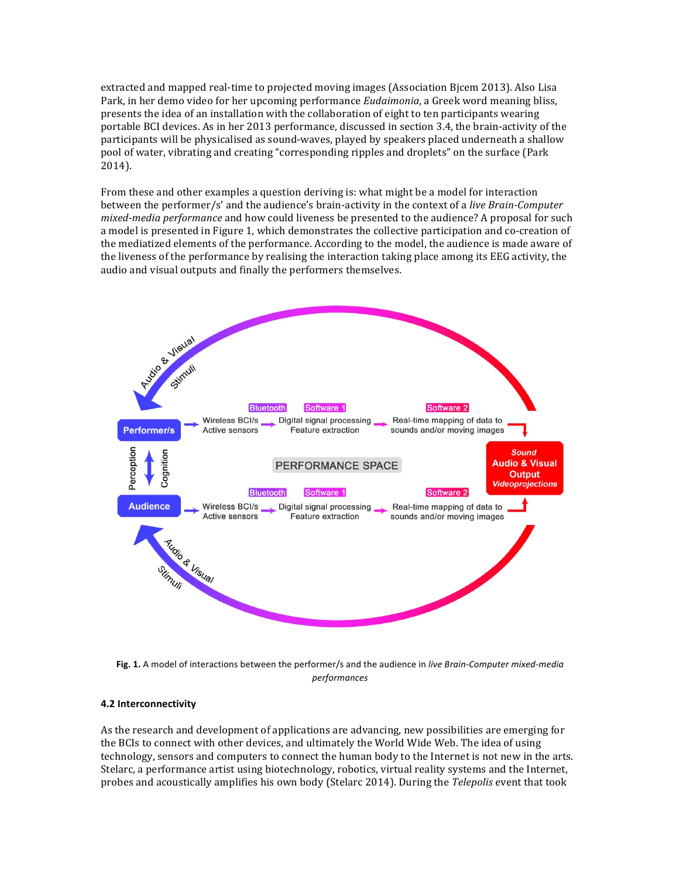extracted and mapped real-time to projected moving images (Association Bjcem 2013). Also Lisa Park, in her demo video for her upcoming performance *Eudaimonia*, a Greek word meaning bliss, presents the idea of an installation with the collaboration of eight to ten participants wearing portable BCI devices. As in her 2013 performance, discussed in section 3.4, the brain-activity of the participants will be physicalised as sound-waves, played by speakers placed underneath a shallow pool of water, vibrating and creating "corresponding ripples and droplets" on the surface (Park 2014).

From these and other examples a question deriving is: what might be a model for interaction between the performer/s' and the audience's brain-activity in the context of a *live Brain-Computer mixed-media performance* and how could liveness be presented to the audience? A proposal for such a model is presented in Figure 1, which demonstrates the collective participation and co-creation of the mediatized elements of the performance. According to the model, the audience is made aware of the liveness of the performance by realising the interaction taking place among its EEG activity, the audio and visual outputs and finally the performers themselves.

**Fig. 1.** A model of interactions between the performer/s and the audience in *live Brain-Computer mixed-media performances*

#### 4.2 Interconnectivity

As the research and development of applications are advancing, new possibilities are emerging for the BCIs to connect with other devices, and ultimately the World Wide Web. The idea of using technology, sensors and computers to connect the human body to the Internet is not new in the arts. Stelarc, a performance artist using biotechnology, robotics, virtual reality systems and the Internet, probes and acoustically amplifies his own body (Stelarc 2014). During the *Telepolis* event that took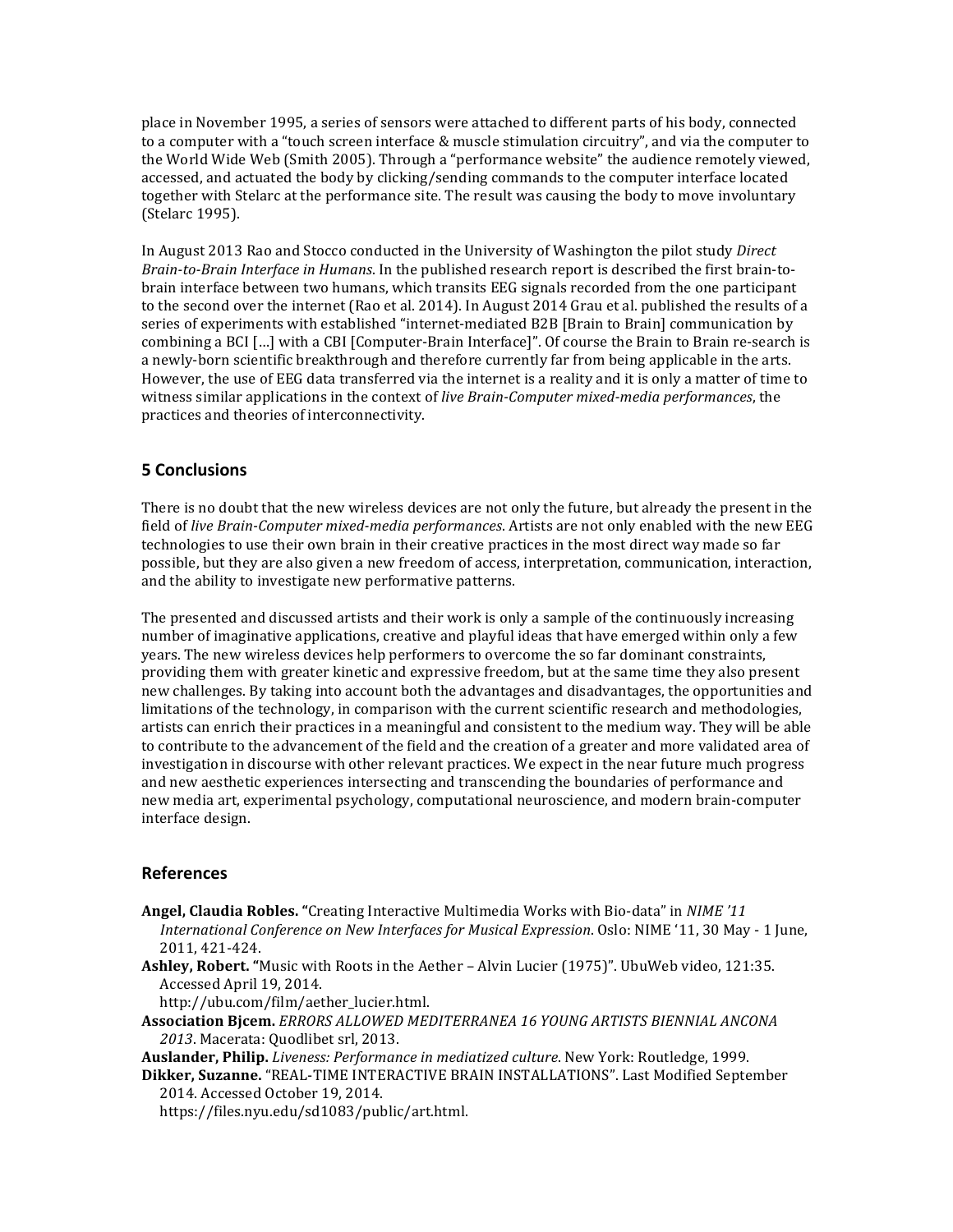place in November 1995, a series of sensors were attached to different parts of his body, connected to a computer with a "touch screen interface & muscle stimulation circuitry", and via the computer to the World Wide Web (Smith 2005). Through a "performance website" the audience remotely viewed, accessed, and actuated the body by clicking/sending commands to the computer interface located together with Stelarc at the performance site. The result was causing the body to move involuntary (Stelarc 1995).

In August 2013 Rao and Stocco conducted in the University of Washington the pilot study *Direct Brain-to-Brain Interface in Humans*. In the published research report is described the first brain-to-brain interface between two humans, which transits EEG signals recorded from the one participant to the second over the internet (Rao et al. 2014). In August 2014 Grau et al. published the results of a series of experiments with established "internet-mediated B2B [Brain to Brain] communication by combining a BCI […] with a CBI [Computer-Brain Interface]". Of course the Brain to Brain re-search is a newly-born scientific breakthrough and therefore currently far from being applicable in the arts. However, the use of EEG data transferred via the internet is a reality and it is only a matter of time to witness similar applications in the context of *live Brain-Computer mixed-media performances*, the practices and theories of interconnectivity.

## 5 Conclusions

There is no doubt that the new wireless devices are not only the future, but already the present in the field of *live Brain-Computer mixed-media performances*. Artists are not only enabled with the new EEG technologies to use their own brain in their creative practices in the most direct way made so far possible, but they are also given a new freedom of access, interpretation, communication, interaction, and the ability to investigate new performative patterns.

The presented and discussed artists and their work is only a sample of the continuously increasing number of imaginative applications, creative and playful ideas that have emerged within only a few years. The new wireless devices help performers to overcome the so far dominant constraints, providing them with greater kinetic and expressive freedom, but at the same time they also present new challenges. By taking into account both the advantages and disadvantages, the opportunities and limitations of the technology, in comparison with the current scientific research and methodologies, artists can enrich their practices in a meaningful and consistent to the medium way. They will be able to contribute to the advancement of the field and the creation of a greater and more validated area of investigation in discourse with other relevant practices. We expect in the near future much progress and new aesthetic experiences intersecting and transcending the boundaries of performance and new media art, experimental psychology, computational neuroscience, and modern brain-computer interface design.

## References

**Angel, Claudia Robles. "**Creating Interactive Multimedia Works with Bio-data" in *NIME '11 International Conference on New Interfaces for Musical Expression*. Oslo: NIME '11, 30 May - 1 June, 2011, 421-424.

**Ashley, Robert. "**Music with Roots in the Aether – Alvin Lucier (1975)". UbuWeb video, 121:35. Accessed April 19, 2014. http://ubu.com/film/aether_lucier.html.

**Association Bjcem.** *ERRORS ALLOWED MEDITERRANEA 16 YOUNG ARTISTS BIENNIAL ANCONA 2013*. Macerata: Quodlibet srl, 2013.

**Auslander, Philip.** *Liveness: Performance in mediatized culture*. New York: Routledge, 1999.

**Dikker, Suzanne.** "REAL-TIME INTERACTIVE BRAIN INSTALLATIONS". Last Modified September 2014. Accessed October 19, 2014. https://files.nyu.edu/sd1083/public/art.html.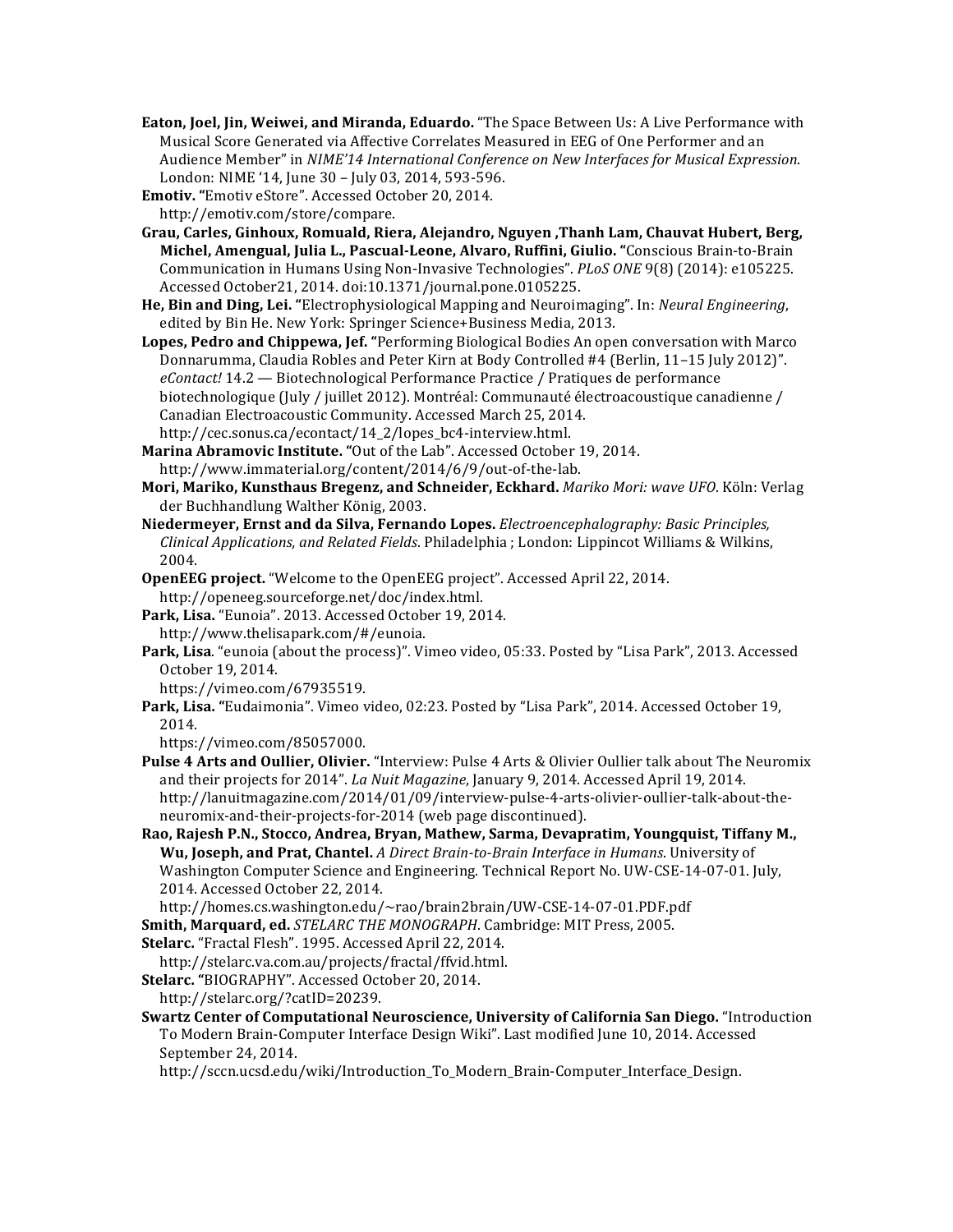**Eaton, Joel, Jin, Weiwei, and Miranda, Eduardo.** "The Space Between Us: A Live Performance with Musical Score Generated via Affective Correlates Measured in EEG of One Performer and an Audience Member" in *NIME'14 International Conference on New Interfaces for Musical Expression*. London: NIME '14, June 30 – July 03, 2014, 593-596.

**Emotiv. "**Emotiv eStore". Accessed October 20, 2014. http://emotiv.com/store/compare.

**Grau, Carles, Ginhoux, Romuald, Riera, Alejandro, Nguyen ,Thanh Lam, Chauvat Hubert, Berg, Michel, Amengual, Julia L., Pascual-Leone, Alvaro, Ruffini, Giulio. "**Conscious Brain-to-Brain Communication in Humans Using Non-Invasive Technologies". *PLoS ONE* 9(8) (2014): e105225. Accessed October21, 2014. doi:10.1371/journal.pone.0105225.

**He, Bin and Ding, Lei. "**Electrophysiological Mapping and Neuroimaging". In: *Neural Engineering*, edited by Bin He. New York: Springer Science+Business Media, 2013.

**Lopes, Pedro and Chippewa, Jef. "**Performing Biological Bodies An open conversation with Marco Donnarumma, Claudia Robles and Peter Kirn at Body Controlled #4 (Berlin, 11–15 July 2012)". *eContact!* 14.2 — Biotechnological Performance Practice / Pratiques de performance biotechnologique (July / juillet 2012). Montréal: Communauté électroacoustique canadienne / Canadian Electroacoustic Community. Accessed March 25, 2014. http://cec.sonus.ca/econtact/14_2/lopes_bc4-interview.html.

**Marina Abramovic Institute. "**Out of the Lab". Accessed October 19, 2014. http://www.immaterial.org/content/2014/6/9/out-of-the-lab.

**Mori, Mariko, Kunsthaus Bregenz, and Schneider, Eckhard.** *Mariko Mori: wave UFO*. Köln: Verlag der Buchhandlung Walther König, 2003.

**Niedermeyer, Ernst and da Silva, Fernando Lopes.** *Electroencephalography: Basic Principles, Clinical Applications, and Related Fields*. Philadelphia ; London: Lippincot Williams & Wilkins, 2004.

**OpenEEG project.** "Welcome to the OpenEEG project". Accessed April 22, 2014. http://openeeg.sourceforge.net/doc/index.html.

**Park, Lisa.** "Eunoia". 2013. Accessed October 19, 2014. http://www.thelisapark.com/#/eunoia.

**Park, Lisa**. "eunoia (about the process)". Vimeo video, 05:33. Posted by "Lisa Park", 2013. Accessed October 19, 2014.
https://vimeo.com/67935519.

**Park, Lisa. "**Eudaimonia". Vimeo video, 02:23. Posted by "Lisa Park", 2014. Accessed October 19, 2014.
https://vimeo.com/85057000.

**Pulse 4 Arts and Oullier, Olivier.** "Interview: Pulse 4 Arts & Olivier Oullier talk about The Neuromix and their projects for 2014". *La Nuit Magazine*, January 9, 2014. Accessed April 19, 2014. http://lanuitmagazine.com/2014/01/09/interview-pulse-4-arts-olivier-oullier-talk-about-the-neuromix-and-their-projects-for-2014 (web page discontinued).

**Rao, Rajesh P.N., Stocco, Andrea, Bryan, Mathew, Sarma, Devapratim, Youngquist, Tiffany M., Wu, Joseph, and Prat, Chantel.** *A Direct Brain-to-Brain Interface in Humans*. University of Washington Computer Science and Engineering. Technical Report No. UW-CSE-14-07-01. July, 2014. Accessed October 22, 2014.
http://homes.cs.washington.edu/~rao/brain2brain/UW-CSE-14-07-01.PDF.pdf

**Smith, Marquard, ed.** *STELARC THE MONOGRAPH*. Cambridge: MIT Press, 2005.

**Stelarc.** "Fractal Flesh". 1995. Accessed April 22, 2014.
http://stelarc.va.com.au/projects/fractal/ffvid.html.

**Stelarc. "**BIOGRAPHY". Accessed October 20, 2014.
http://stelarc.org/?catID=20239.

**Swartz Center of Computational Neuroscience, University of California San Diego.** "Introduction To Modern Brain-Computer Interface Design Wiki". Last modified June 10, 2014. Accessed September 24, 2014.
http://sccn.ucsd.edu/wiki/Introduction_To_Modern_Brain-Computer_Interface_Design.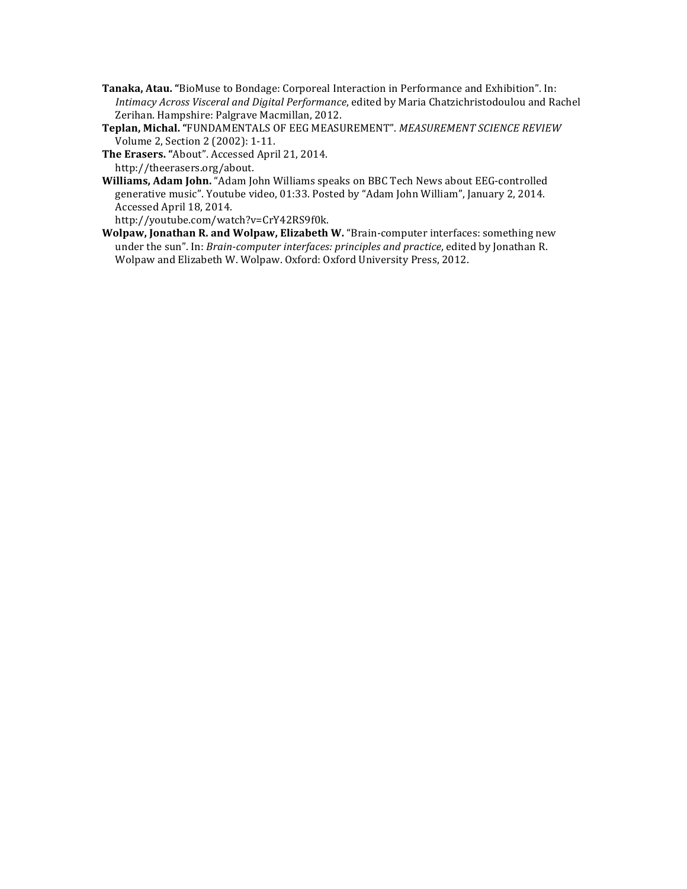**Tanaka, Atau. "**BioMuse to Bondage: Corporeal Interaction in Performance and Exhibition". In: *Intimacy Across Visceral and Digital Performance*, edited by Maria Chatzichristodoulou and Rachel Zerihan. Hampshire: Palgrave Macmillan, 2012.

**Teplan, Michal. "**FUNDAMENTALS OF EEG MEASUREMENT". *MEASUREMENT SCIENCE REVIEW* Volume 2, Section 2 (2002): 1-11.

**The Erasers. "**About". Accessed April 21, 2014. http://theerasers.org/about.

**Williams, Adam John.** "Adam John Williams speaks on BBC Tech News about EEG-controlled generative music". Youtube video, 01:33. Posted by "Adam John William", January 2, 2014. Accessed April 18, 2014. http://youtube.com/watch?v=CrY42RS9f0k.

**Wolpaw, Jonathan R. and Wolpaw, Elizabeth W.** "Brain-computer interfaces: something new under the sun". In: *Brain-computer interfaces: principles and practice*, edited by Jonathan R. Wolpaw and Elizabeth W. Wolpaw. Oxford: Oxford University Press, 2012.